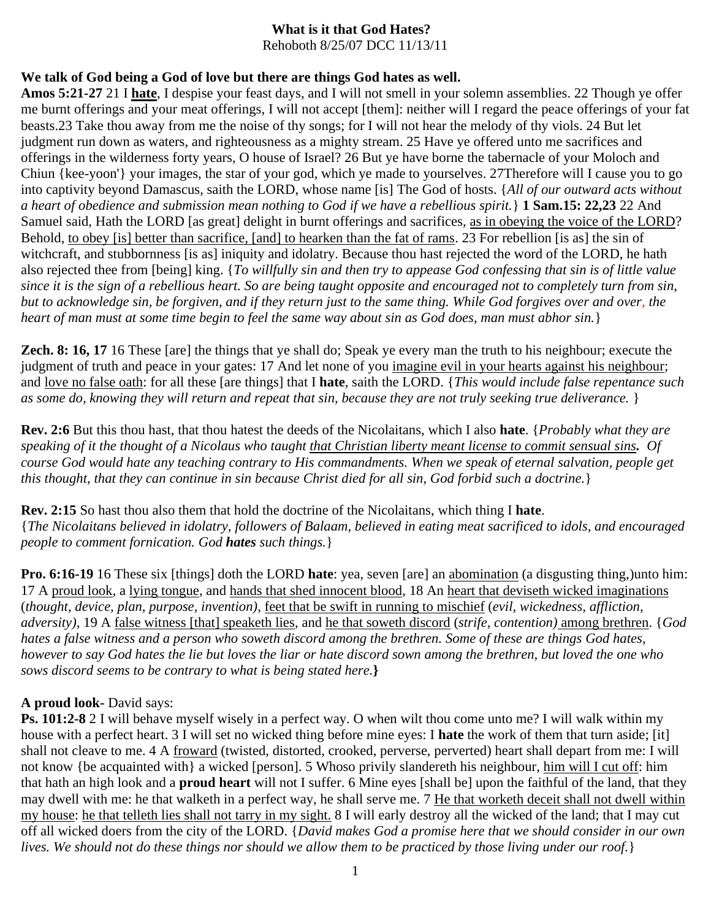**What is it that God Hates?**

Rehoboth 8/25/07 DCC 11/13/11

**We talk of God being a God of love but there are things God hates as well.**

**Amos 5:21-27** 21 I **hate**, I despise your feast days, and I will not smell in your solemn assemblies. 22 Though ye offer me burnt offerings and your meat offerings, I will not accept [them]: neither will I regard the peace offerings of your fat beasts.23 Take thou away from me the noise of thy songs; for I will not hear the melody of thy viols. 24 But let judgment run down as waters, and righteousness as a mighty stream. 25 Have ye offered unto me sacrifices and offerings in the wilderness forty years, O house of Israel? 26 But ye have borne the tabernacle of your Moloch and Chiun {kee-yoon'} your images, the star of your god, which ye made to yourselves. 27Therefore will I cause you to go into captivity beyond Damascus, saith the LORD, whose name [is] The God of hosts. {*All of our outward acts without a heart of obedience and submission mean nothing to God if we have a rebellious spirit.*} **1 Sam.15: 22,23** 22 And Samuel said, Hath the LORD [as great] delight in burnt offerings and sacrifices, as in obeying the voice of the LORD? Behold, to obey [is] better than sacrifice, [and] to hearken than the fat of rams. 23 For rebellion [is as] the sin of witchcraft, and stubbornness [is as] iniquity and idolatry. Because thou hast rejected the word of the LORD, he hath also rejected thee from [being] king. {*To willfully sin and then try to appease God confessing that sin is of little value since it is the sign of a rebellious heart. So are being taught opposite and encouraged not to completely turn from sin, but to acknowledge sin, be forgiven, and if they return just to the same thing. While God forgives over and over, the heart of man must at some time begin to feel the same way about sin as God does, man must abhor sin.*}

**Zech. 8: 16, 17** 16 These [are] the things that ye shall do; Speak ye every man the truth to his neighbour; execute the judgment of truth and peace in your gates: 17 And let none of you imagine evil in your hearts against his neighbour; and love no false oath: for all these [are things] that I **hate**, saith the LORD. {*This would include false repentance such as some do, knowing they will return and repeat that sin, because they are not truly seeking true deliverance.* }

**Rev. 2:6** But this thou hast, that thou hatest the deeds of the Nicolaitans, which I also **hate**. {*Probably what they are speaking of it the thought of a Nicolaus who taught that Christian liberty meant license to commit sensual sins. Of course God would hate any teaching contrary to His commandments. When we speak of eternal salvation, people get this thought, that they can continue in sin because Christ died for all sin, God forbid such a doctrine.*}

**Rev. 2:15** So hast thou also them that hold the doctrine of the Nicolaitans, which thing I **hate**.
{*The Nicolaitans believed in idolatry, followers of Balaam, believed in eating meat sacrificed to idols, and encouraged people to comment fornication. God **hates** such things.*}

**Pro. 6:16-19** 16 These six [things] doth the LORD **hate**: yea, seven [are] an abomination (a disgusting thing,)unto him: 17 A proud look, a lying tongue, and hands that shed innocent blood, 18 An heart that deviseth wicked imaginations (*thought, device, plan, purpose, invention)*, feet that be swift in running to mischief (*evil, wickedness, affliction, adversity)*, 19 A false witness [that] speaketh lies, and he that soweth discord (*strife, contention)* among brethren. {*God hates a false witness and a person who soweth discord among the brethren. Some of these are things God hates, however to say God hates the lie but loves the liar or hate discord sown among the brethren, but loved the one who sows discord seems to be contrary to what is being stated here.*}

**A proud look-** David says:

**Ps. 101:2-8** 2 I will behave myself wisely in a perfect way. O when wilt thou come unto me? I will walk within my house with a perfect heart. 3 I will set no wicked thing before mine eyes: I **hate** the work of them that turn aside; [it] shall not cleave to me. 4 A froward (twisted, distorted, crooked, perverse, perverted) heart shall depart from me: I will not know {be acquainted with} a wicked [person]. 5 Whoso privily slandereth his neighbour, him will I cut off: him that hath an high look and a **proud heart** will not I suffer. 6 Mine eyes [shall be] upon the faithful of the land, that they may dwell with me: he that walketh in a perfect way, he shall serve me. 7 He that worketh deceit shall not dwell within my house: he that telleth lies shall not tarry in my sight. 8 I will early destroy all the wicked of the land; that I may cut off all wicked doers from the city of the LORD. {*David makes God a promise here that we should consider in our own lives. We should not do these things nor should we allow them to be practiced by those living under our roof.*}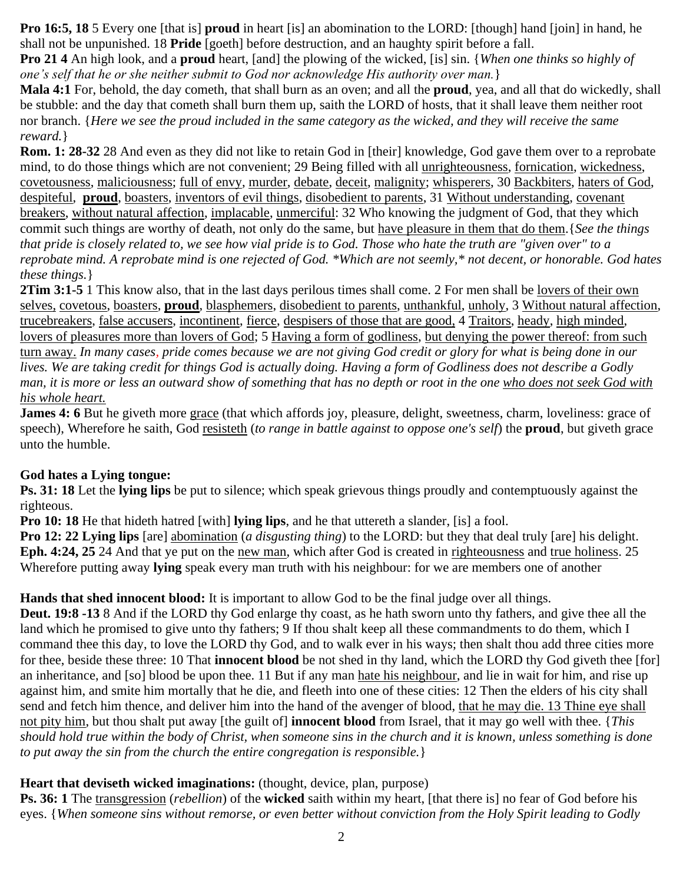**Pro 16:5, 18** 5 Every one [that is] **proud** in heart [is] an abomination to the LORD: [though] hand [join] in hand, he shall not be unpunished. 18 **Pride** [goeth] before destruction, and an haughty spirit before a fall.

**Pro 21 4** An high look, and a **proud** heart, [and] the plowing of the wicked, [is] sin. {*When one thinks so highly of one's self that he or she neither submit to God nor acknowledge His authority over man.*}

**Mala 4:1** For, behold, the day cometh, that shall burn as an oven; and all the **proud**, yea, and all that do wickedly, shall be stubble: and the day that cometh shall burn them up, saith the LORD of hosts, that it shall leave them neither root nor branch. {*Here we see the proud included in the same category as the wicked, and they will receive the same reward.*}

**Rom. 1: 28-32** 28 And even as they did not like to retain God in [their] knowledge, God gave them over to a reprobate mind, to do those things which are not convenient; 29 Being filled with all <u>unrighteousness</u>, <u>fornication</u>, <u>wickedness</u>, <u>covetousness</u>, <u>maliciousness</u>; <u>full of envy</u>, <u>murder</u>, <u>debate</u>, <u>deceit</u>, <u>malignity</u>; <u>whisperers</u>, 30 <u>Backbiters</u>, <u>haters of God</u>, <u>despiteful</u>, **<u>proud</u>**, <u>boasters</u>, <u>inventors of evil things</u>, <u>disobedient to parents</u>, 31 <u>Without understanding</u>, <u>covenant breakers</u>, <u>without natural affection</u>, <u>implacable</u>, <u>unmerciful</u>: 32 Who knowing the judgment of God, that they which commit such things are worthy of death, not only do the same, but <u>have pleasure in them that do them</u>.{*See the things that pride is closely related to, we see how vial pride is to God. Those who hate the truth are "given over" to a reprobate mind. A reprobate mind is one rejected of God. *Which are not seemly,* not decent, or honorable. God hates these things.*}

**2Tim 3:1-5** 1 This know also, that in the last days perilous times shall come. 2 For men shall be <u>lovers of their own selves,</u> <u>covetous</u>, <u>boasters</u>, **<u>proud</u>**, <u>blasphemers</u>, <u>disobedient to parents</u>, <u>unthankful</u>, <u>unholy</u>, 3 <u>Without natural affection</u>, <u>trucebreakers</u>, <u>false accusers</u>, <u>incontinent</u>, <u>fierce</u>, <u>despisers of those that are good,</u> 4 <u>Traitors</u>, <u>heady</u>, <u>high minded</u>, <u>lovers of pleasures more than lovers of God</u>; 5 <u>Having a form of godliness</u>, <u>but denying the power thereof: from such turn away.</u> *In many cases, pride comes because we are not giving God credit or glory for what is being done in our lives. We are taking credit for things God is actually doing. Having a form of Godliness does not describe a Godly man, it is more or less an outward show of something that has no depth or root in the one <u>who does not seek God with his whole heart.</u>*

**James 4: 6** But he giveth more <u>grace</u> (that which affords joy, pleasure, delight, sweetness, charm, loveliness: grace of speech), Wherefore he saith, God <u>resisteth</u> (*to range in battle against to oppose one's self*) the **proud**, but giveth grace unto the humble.

**God hates a Lying tongue:**

**Ps. 31: 18** Let the **lying lips** be put to silence; which speak grievous things proudly and contemptuously against the righteous.

**Pro 10: 18** He that hideth hatred [with] **lying lips**, and he that uttereth a slander, [is] a fool.

**Pro 12: 22 Lying lips** [are] <u>abomination</u> (*a disgusting thing*) to the LORD: but they that deal truly [are] his delight.

**Eph. 4:24, 25** 24 And that ye put on the <u>new man</u>, which after God is created in <u>righteousness</u> and <u>true holiness</u>. 25 Wherefore putting away **lying** speak every man truth with his neighbour: for we are members one of another

**Hands that shed innocent blood:** It is important to allow God to be the final judge over all things.

**Deut. 19:8 -13** 8 And if the LORD thy God enlarge thy coast, as he hath sworn unto thy fathers, and give thee all the land which he promised to give unto thy fathers; 9 If thou shalt keep all these commandments to do them, which I command thee this day, to love the LORD thy God, and to walk ever in his ways; then shalt thou add three cities more for thee, beside these three: 10 That **innocent blood** be not shed in thy land, which the LORD thy God giveth thee [for] an inheritance, and [so] blood be upon thee. 11 But if any man <u>hate his neighbour</u>, and lie in wait for him, and rise up against him, and smite him mortally that he die, and fleeth into one of these cities: 12 Then the elders of his city shall send and fetch him thence, and deliver him into the hand of the avenger of blood, <u>that he may die. 13 Thine eye shall not pity him</u>, but thou shalt put away [the guilt of] **innocent blood** from Israel, that it may go well with thee. {*This should hold true within the body of Christ, when someone sins in the church and it is known, unless something is done to put away the sin from the church the entire congregation is responsible.*}

**Heart that deviseth wicked imaginations:** (thought, device, plan, purpose)

**Ps. 36: 1** The <u>transgression</u> (*rebellion*) of the **wicked** saith within my heart, [that there is] no fear of God before his eyes. {*When someone sins without remorse, or even better without conviction from the Holy Spirit leading to Godly*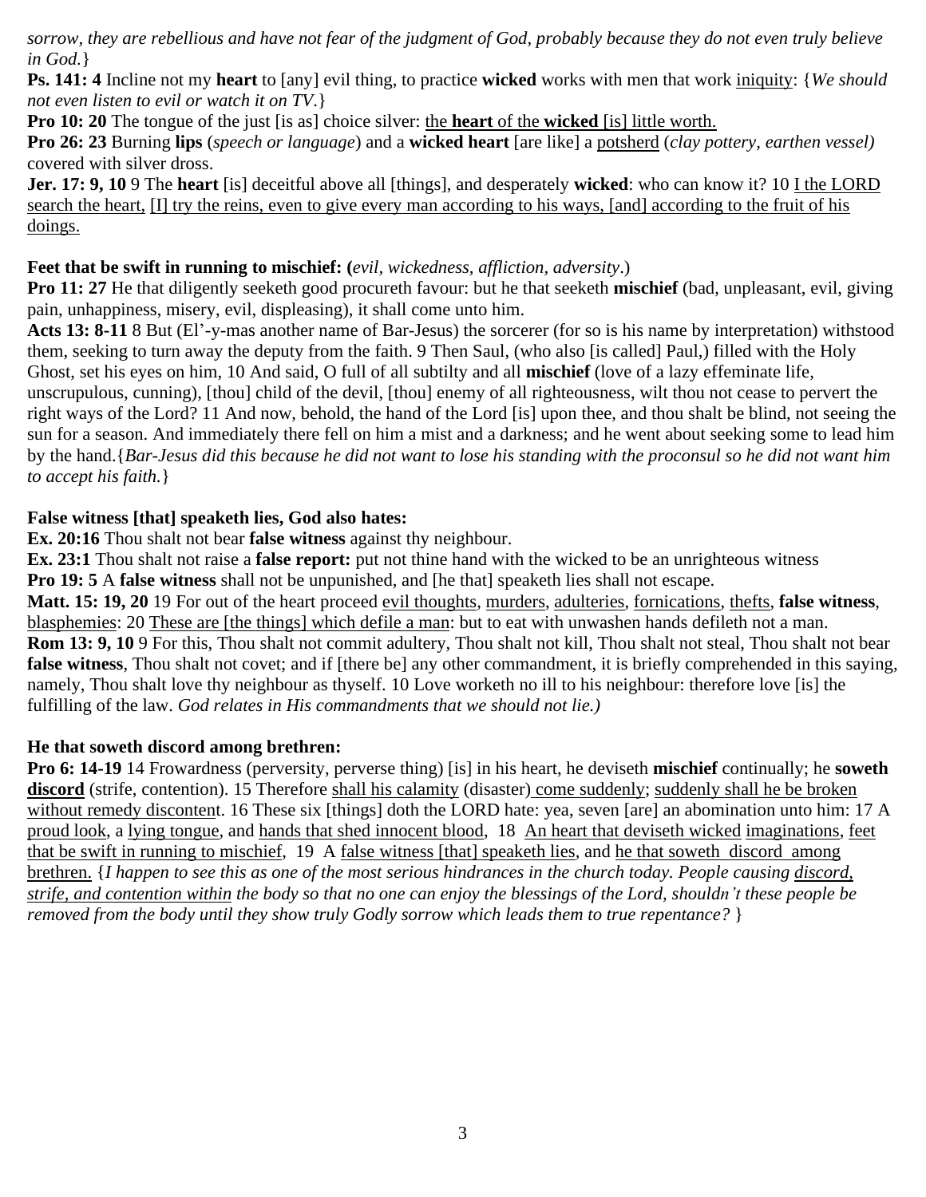*sorrow, they are rebellious and have not fear of the judgment of God, probably because they do not even truly believe in God.*}

**Ps. 141: 4** Incline not my **heart** to [any] evil thing, to practice **wicked** works with men that work iniquity: {*We should not even listen to evil or watch it on TV.*}

**Pro 10: 20** The tongue of the just [is as] choice silver: the **heart** of the **wicked** [is] little worth.

**Pro 26: 23** Burning **lips** (*speech or language*) and a **wicked heart** [are like] a potsherd (*clay pottery, earthen vessel)* covered with silver dross.

**Jer. 17: 9, 10** 9 The **heart** [is] deceitful above all [things], and desperately **wicked**: who can know it? 10 I the LORD search the heart, [I] try the reins, even to give every man according to his ways, [and] according to the fruit of his doings.

**Feet that be swift in running to mischief: (***evil, wickedness, affliction, adversity*.)

**Pro 11: 27** He that diligently seeketh good procureth favour: but he that seeketh **mischief** (bad, unpleasant, evil, giving pain, unhappiness, misery, evil, displeasing), it shall come unto him.

**Acts 13: 8-11** 8 But (El'-y-mas another name of Bar-Jesus) the sorcerer (for so is his name by interpretation) withstood them, seeking to turn away the deputy from the faith. 9 Then Saul, (who also [is called] Paul,) filled with the Holy Ghost, set his eyes on him, 10 And said, O full of all subtilty and all **mischief** (love of a lazy effeminate life, unscrupulous, cunning), [thou] child of the devil, [thou] enemy of all righteousness, wilt thou not cease to pervert the right ways of the Lord? 11 And now, behold, the hand of the Lord [is] upon thee, and thou shalt be blind, not seeing the sun for a season. And immediately there fell on him a mist and a darkness; and he went about seeking some to lead him by the hand.{*Bar-Jesus did this because he did not want to lose his standing with the proconsul so he did not want him to accept his faith.*}

**False witness [that] speaketh lies, God also hates:**

**Ex. 20:16** Thou shalt not bear **false witness** against thy neighbour.

**Ex. 23:1** Thou shalt not raise a **false report:** put not thine hand with the wicked to be an unrighteous witness

**Pro 19: 5** A **false witness** shall not be unpunished, and [he that] speaketh lies shall not escape.

**Matt. 15: 19, 20** 19 For out of the heart proceed evil thoughts, murders, adulteries, fornications, thefts, **false witness**, blasphemies: 20 These are [the things] which defile a man: but to eat with unwashen hands defileth not a man.

**Rom 13: 9, 10** 9 For this, Thou shalt not commit adultery, Thou shalt not kill, Thou shalt not steal, Thou shalt not bear **false witness**, Thou shalt not covet; and if [there be] any other commandment, it is briefly comprehended in this saying, namely, Thou shalt love thy neighbour as thyself. 10 Love worketh no ill to his neighbour: therefore love [is] the fulfilling of the law. *God relates in His commandments that we should not lie.)*

**He that soweth discord among brethren:**

**Pro 6: 14-19** 14 Frowardness (perversity, perverse thing) [is] in his heart, he deviseth **mischief** continually; he **soweth discord** (strife, contention). 15 Therefore shall his calamity (disaster) come suddenly; suddenly shall he be broken without remedy discontent. 16 These six [things] doth the LORD hate: yea, seven [are] an abomination unto him: 17 A proud look, a lying tongue, and hands that shed innocent blood, 18 An heart that deviseth wicked imaginations, feet that be swift in running to mischief, 19 A false witness [that] speaketh lies, and he that soweth discord among brethren. {*I happen to see this as one of the most serious hindrances in the church today. People causing discord, strife, and contention within the body so that no one can enjoy the blessings of the Lord, shouldn't these people be removed from the body until they show truly Godly sorrow which leads them to true repentance?* }